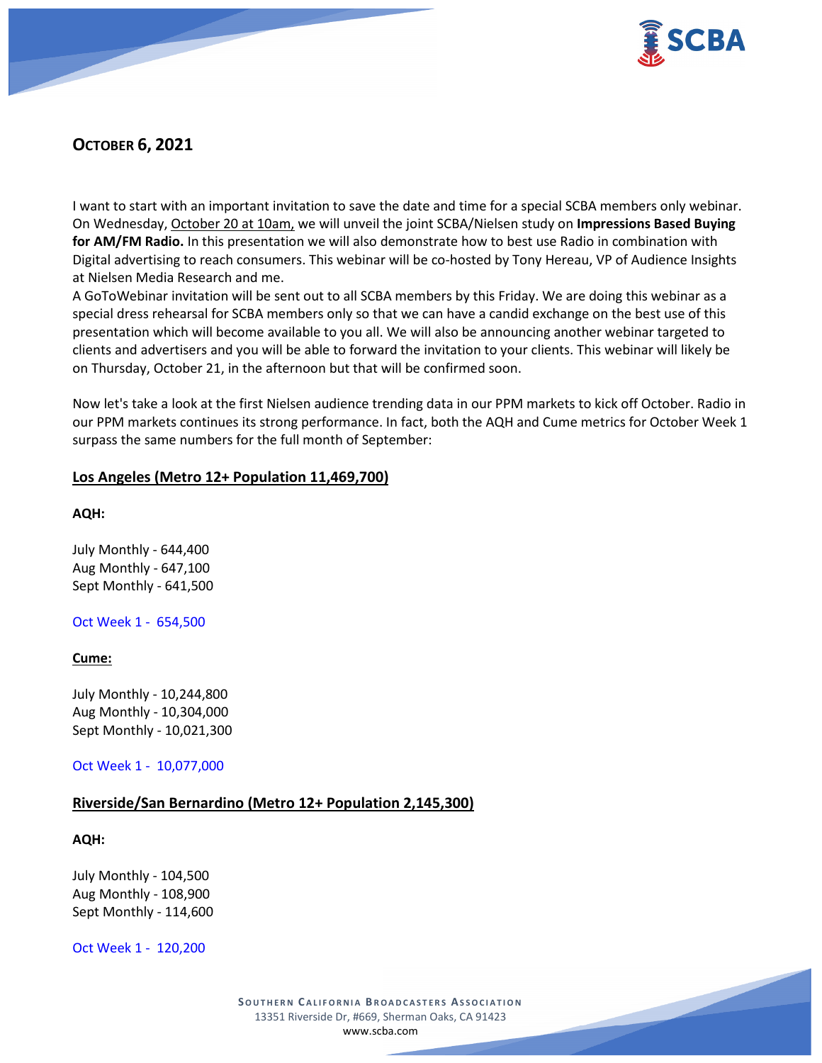## October 6, 2021

I want to start with an important invitation to save the date and time for a special SCBA members only webinar. On Wednesday, October 20 at 10am, we will unveil the joint SCBA/Nielsen study on **Impressions Based Buying for AM/FM Radio.** In this presentation we will also demonstrate how to best use Radio in combination with Digital advertising to reach consumers. This webinar will be co-hosted by Tony Hereau, VP of Audience Insights at Nielsen Media Research and me.

A GoToWebinar invitation will be sent out to all SCBA members by this Friday. We are doing this webinar as a special dress rehearsal for SCBA members only so that we can have a candid exchange on the best use of this presentation which will become available to you all. We will also be announcing another webinar targeted to clients and advertisers and you will be able to forward the invitation to your clients. This webinar will likely be on Thursday, October 21, in the afternoon but that will be confirmed soon.

Now let's take a look at the first Nielsen audience trending data in our PPM markets to kick off October. Radio in our PPM markets continues its strong performance. In fact, both the AQH and Cume metrics for October Week 1 surpass the same numbers for the full month of September:

### Los Angeles (Metro 12+ Population 11,469,700)

**AQH:**

July Monthly - 644,400
Aug Monthly - 647,100
Sept Monthly - 641,500

Oct Week 1 - 654,500

**Cume:**

July Monthly - 10,244,800
Aug Monthly - 10,304,000
Sept Monthly - 10,021,300

Oct Week 1 - 10,077,000

### Riverside/San Bernardino (Metro 12+ Population 2,145,300)

**AQH:**

July Monthly - 104,500
Aug Monthly - 108,900
Sept Monthly - 114,600

Oct Week 1 - 120,200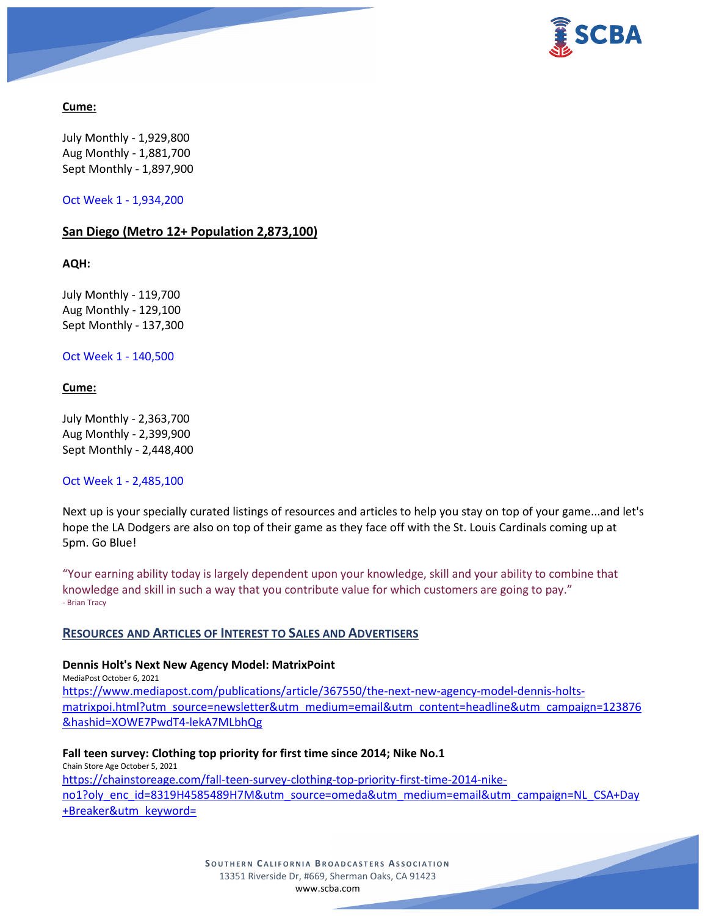**Cume:**

July Monthly - 1,929,800
Aug Monthly - 1,881,700
Sept Monthly - 1,897,900

Oct Week 1 - 1,934,200

**San Diego (Metro 12+ Population 2,873,100)**

**AQH:**

July Monthly - 119,700
Aug Monthly - 129,100
Sept Monthly - 137,300

Oct Week 1 - 140,500

**Cume:**

July Monthly - 2,363,700
Aug Monthly - 2,399,900
Sept Monthly - 2,448,400

Oct Week 1 - 2,485,100

Next up is your specially curated listings of resources and articles to help you stay on top of your game...and let's hope the LA Dodgers are also on top of their game as they face off with the St. Louis Cardinals coming up at 5pm. Go Blue!

"Your earning ability today is largely dependent upon your knowledge, skill and your ability to combine that knowledge and skill in such a way that you contribute value for which customers are going to pay."
- Brian Tracy

## RESOURCES AND ARTICLES OF INTEREST TO SALES AND ADVERTISERS

**Dennis Holt's Next New Agency Model: MatrixPoint**
MediaPost October 6, 2021
https://www.mediapost.com/publications/article/367550/the-next-new-agency-model-dennis-holts-matrixpoi.html?utm_source=newsletter&utm_medium=email&utm_content=headline&utm_campaign=123876&hashid=XOWE7PwdT4-lekA7MLbhQg

**Fall teen survey: Clothing top priority for first time since 2014; Nike No.1**
Chain Store Age October 5, 2021
https://chainstoreage.com/fall-teen-survey-clothing-top-priority-first-time-2014-nike-no1?oly_enc_id=8319H4585489H7M&utm_source=omeda&utm_medium=email&utm_campaign=NL_CSA+Day+Breaker&utm_keyword=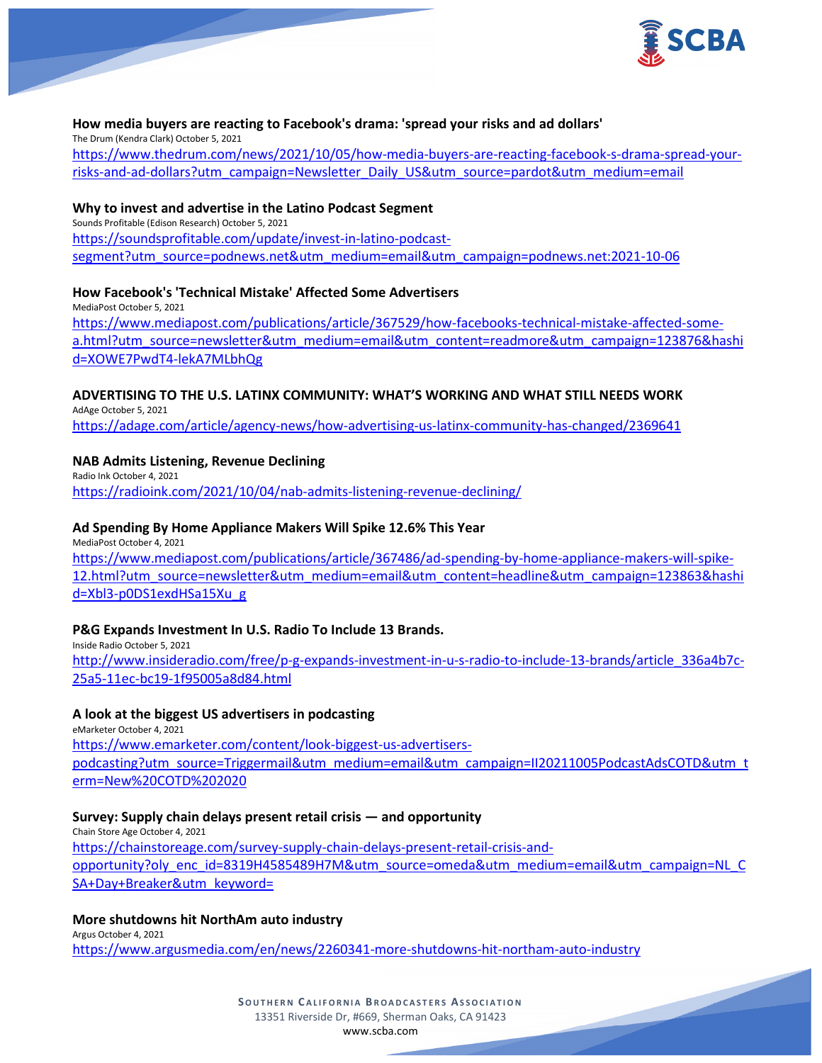**How media buyers are reacting to Facebook's drama: 'spread your risks and ad dollars'**

The Drum (Kendra Clark) October 5, 2021

https://www.thedrum.com/news/2021/10/05/how-media-buyers-are-reacting-facebook-s-drama-spread-your-risks-and-ad-dollars?utm_campaign=Newsletter_Daily_US&utm_source=pardot&utm_medium=email

**Why to invest and advertise in the Latino Podcast Segment**

Sounds Profitable (Edison Research) October 5, 2021

https://soundsprofitable.com/update/invest-in-latino-podcast-segment?utm_source=podnews.net&utm_medium=email&utm_campaign=podnews.net:2021-10-06

**How Facebook's 'Technical Mistake' Affected Some Advertisers**

MediaPost October 5, 2021

https://www.mediapost.com/publications/article/367529/how-facebooks-technical-mistake-affected-some-a.html?utm_source=newsletter&utm_medium=email&utm_content=readmore&utm_campaign=123876&hashid=XOWE7PwdT4-lekA7MLbhQg

**ADVERTISING TO THE U.S. LATINX COMMUNITY: WHAT'S WORKING AND WHAT STILL NEEDS WORK**

AdAge October 5, 2021

https://adage.com/article/agency-news/how-advertising-us-latinx-community-has-changed/2369641

**NAB Admits Listening, Revenue Declining**

Radio Ink October 4, 2021

https://radioink.com/2021/10/04/nab-admits-listening-revenue-declining/

**Ad Spending By Home Appliance Makers Will Spike 12.6% This Year**

MediaPost October 4, 2021

https://www.mediapost.com/publications/article/367486/ad-spending-by-home-appliance-makers-will-spike-12.html?utm_source=newsletter&utm_medium=email&utm_content=headline&utm_campaign=123863&hashid=Xbl3-p0DS1exdHSa15Xu_g

**P&G Expands Investment In U.S. Radio To Include 13 Brands.**

Inside Radio October 5, 2021

http://www.insideradio.com/free/p-g-expands-investment-in-u-s-radio-to-include-13-brands/article_336a4b7c-25a5-11ec-bc19-1f95005a8d84.html

**A look at the biggest US advertisers in podcasting**

eMarketer October 4, 2021

https://www.emarketer.com/content/look-biggest-us-advertisers-podcasting?utm_source=Triggermail&utm_medium=email&utm_campaign=II20211005PodcastAdsCOTD&utm_term=New%20COTD%202020

**Survey: Supply chain delays present retail crisis — and opportunity**

Chain Store Age October 4, 2021

https://chainstoreage.com/survey-supply-chain-delays-present-retail-crisis-and-opportunity?oly_enc_id=8319H4585489H7M&utm_source=omeda&utm_medium=email&utm_campaign=NL_CSA+Day+Breaker&utm_keyword=

**More shutdowns hit NorthAm auto industry**

Argus October 4, 2021

https://www.argusmedia.com/en/news/2260341-more-shutdowns-hit-northam-auto-industry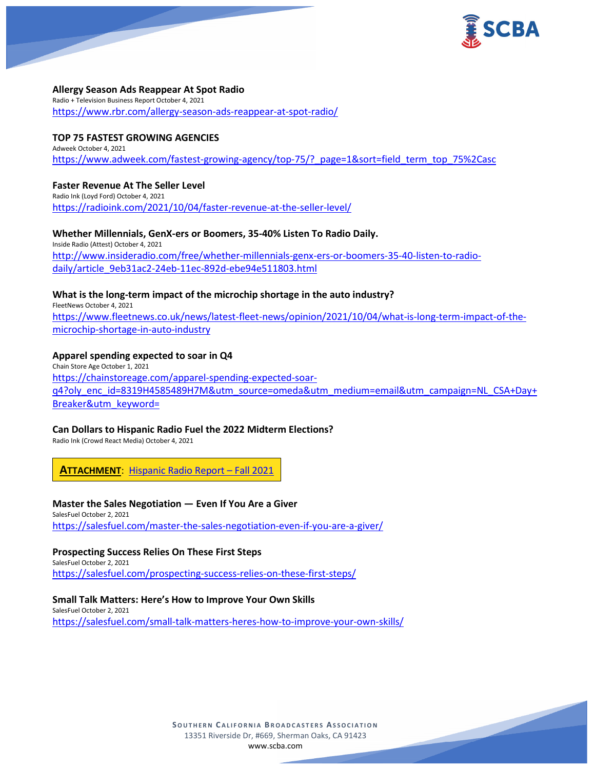**Allergy Season Ads Reappear At Spot Radio**
Radio + Television Business Report October 4, 2021
https://www.rbr.com/allergy-season-ads-reappear-at-spot-radio/

**TOP 75 FASTEST GROWING AGENCIES**
Adweek October 4, 2021
https://www.adweek.com/fastest-growing-agency/top-75/?_page=1&sort=field_term_top_75%2Casc

**Faster Revenue At The Seller Level**
Radio Ink (Loyd Ford) October 4, 2021
https://radioink.com/2021/10/04/faster-revenue-at-the-seller-level/

**Whether Millennials, GenX-ers or Boomers, 35-40% Listen To Radio Daily.**
Inside Radio (Attest) October 4, 2021
http://www.insideradio.com/free/whether-millennials-genx-ers-or-boomers-35-40-listen-to-radio-daily/article_9eb31ac2-24eb-11ec-892d-ebe94e511803.html

**What is the long-term impact of the microchip shortage in the auto industry?**
FleetNews October 4, 2021
https://www.fleetnews.co.uk/news/latest-fleet-news/opinion/2021/10/04/what-is-long-term-impact-of-the-microchip-shortage-in-auto-industry

**Apparel spending expected to soar in Q4**
Chain Store Age October 1, 2021
https://chainstoreage.com/apparel-spending-expected-soar-q4?oly_enc_id=8319H4585489H7M&utm_source=omeda&utm_medium=email&utm_campaign=NL_CSA+Day+Breaker&utm_keyword=

**Can Dollars to Hispanic Radio Fuel the 2022 Midterm Elections?**
Radio Ink (Crowd React Media) October 4, 2021

**ATTACHMENT**: Hispanic Radio Report – Fall 2021

**Master the Sales Negotiation — Even If You Are a Giver**
SalesFuel October 2, 2021
https://salesfuel.com/master-the-sales-negotiation-even-if-you-are-a-giver/

**Prospecting Success Relies On These First Steps**
SalesFuel October 2, 2021
https://salesfuel.com/prospecting-success-relies-on-these-first-steps/

**Small Talk Matters: Here's How to Improve Your Own Skills**
SalesFuel October 2, 2021
https://salesfuel.com/small-talk-matters-heres-how-to-improve-your-own-skills/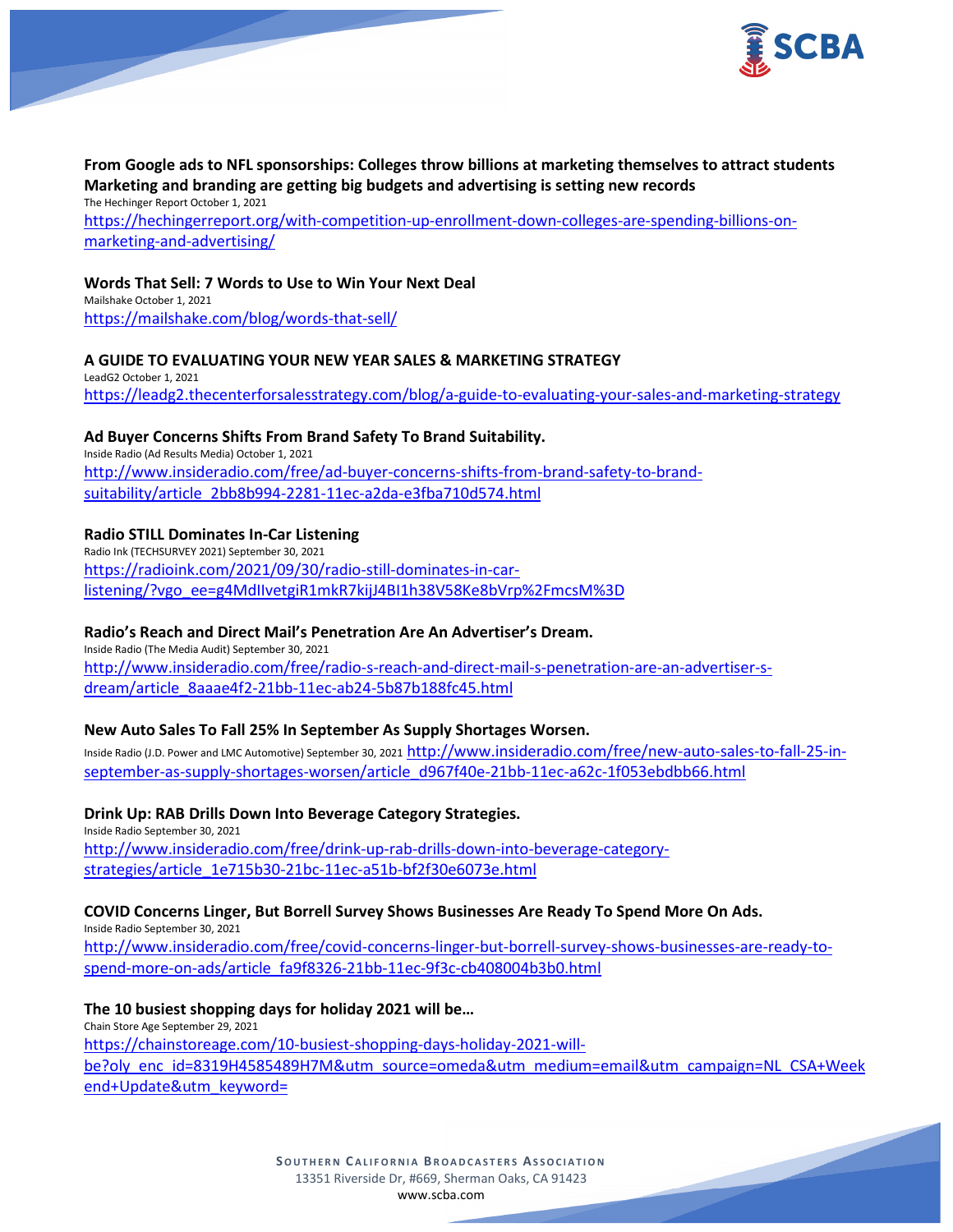**From Google ads to NFL sponsorships: Colleges throw billions at marketing themselves to attract students Marketing and branding are getting big budgets and advertising is setting new records**

The Hechinger Report October 1, 2021

https://hechingerreport.org/with-competition-up-enrollment-down-colleges-are-spending-billions-on-marketing-and-advertising/

**Words That Sell: 7 Words to Use to Win Your Next Deal**

Mailshake October 1, 2021

https://mailshake.com/blog/words-that-sell/

**A GUIDE TO EVALUATING YOUR NEW YEAR SALES & MARKETING STRATEGY**

LeadG2 October 1, 2021

https://leadg2.thecenterforsalesstrategy.com/blog/a-guide-to-evaluating-your-sales-and-marketing-strategy

**Ad Buyer Concerns Shifts From Brand Safety To Brand Suitability.**

Inside Radio (Ad Results Media) October 1, 2021

http://www.insideradio.com/free/ad-buyer-concerns-shifts-from-brand-safety-to-brand-suitability/article_2bb8b994-2281-11ec-a2da-e3fba710d574.html

**Radio STILL Dominates In-Car Listening**

Radio Ink (TECHSURVEY 2021) September 30, 2021

https://radioink.com/2021/09/30/radio-still-dominates-in-car-listening/?vgo_ee=g4MdIlvetgiR1mkR7kijJ4BI1h38V58Ke8bVrp%2FmcsM%3D

**Radio's Reach and Direct Mail's Penetration Are An Advertiser's Dream.**

Inside Radio (The Media Audit) September 30, 2021

http://www.insideradio.com/free/radio-s-reach-and-direct-mail-s-penetration-are-an-advertiser-s-dream/article_8aaae4f2-21bb-11ec-ab24-5b87b188fc45.html

**New Auto Sales To Fall 25% In September As Supply Shortages Worsen.**

Inside Radio (J.D. Power and LMC Automotive) September 30, 2021 http://www.insideradio.com/free/new-auto-sales-to-fall-25-in-september-as-supply-shortages-worsen/article_d967f40e-21bb-11ec-a62c-1f053ebdbb66.html

**Drink Up: RAB Drills Down Into Beverage Category Strategies.**

Inside Radio September 30, 2021

http://www.insideradio.com/free/drink-up-rab-drills-down-into-beverage-category-strategies/article_1e715b30-21bc-11ec-a51b-bf2f30e6073e.html

**COVID Concerns Linger, But Borrell Survey Shows Businesses Are Ready To Spend More On Ads.**

Inside Radio September 30, 2021

http://www.insideradio.com/free/covid-concerns-linger-but-borrell-survey-shows-businesses-are-ready-to-spend-more-on-ads/article_fa9f8326-21bb-11ec-9f3c-cb408004b3b0.html

**The 10 busiest shopping days for holiday 2021 will be…**

Chain Store Age September 29, 2021

https://chainstoreage.com/10-busiest-shopping-days-holiday-2021-will-be?oly_enc_id=8319H4585489H7M&utm_source=omeda&utm_medium=email&utm_campaign=NL_CSA+Weekend+Update&utm_keyword=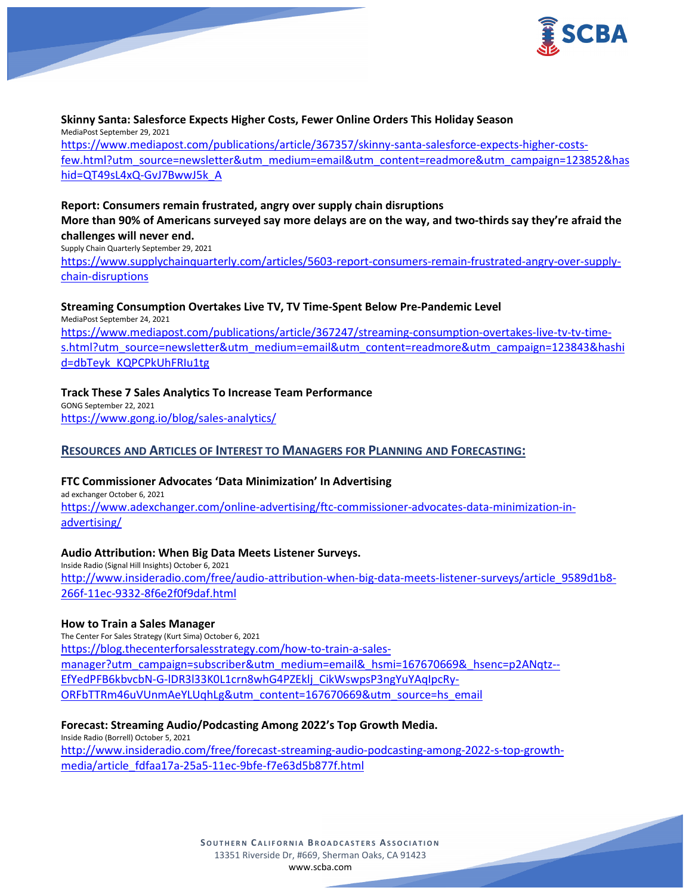**Skinny Santa: Salesforce Expects Higher Costs, Fewer Online Orders This Holiday Season**
MediaPost September 29, 2021
https://www.mediapost.com/publications/article/367357/skinny-santa-salesforce-expects-higher-costs-few.html?utm_source=newsletter&utm_medium=email&utm_content=readmore&utm_campaign=123852&hashid=QT49sL4xQ-GvJ7BwwJ5k_A

**Report: Consumers remain frustrated, angry over supply chain disruptions**
**More than 90% of Americans surveyed say more delays are on the way, and two-thirds say they're afraid the challenges will never end.**
Supply Chain Quarterly September 29, 2021
https://www.supplychainquarterly.com/articles/5603-report-consumers-remain-frustrated-angry-over-supply-chain-disruptions

**Streaming Consumption Overtakes Live TV, TV Time-Spent Below Pre-Pandemic Level**
MediaPost September 24, 2021
https://www.mediapost.com/publications/article/367247/streaming-consumption-overtakes-live-tv-tv-time-s.html?utm_source=newsletter&utm_medium=email&utm_content=readmore&utm_campaign=123843&hashid=dbTeyk_KQPCPkUhFRIu1tg

**Track These 7 Sales Analytics To Increase Team Performance**
GONG September 22, 2021
https://www.gong.io/blog/sales-analytics/

## RESOURCES AND ARTICLES OF INTEREST TO MANAGERS FOR PLANNING AND FORECASTING:

**FTC Commissioner Advocates 'Data Minimization' In Advertising**
ad exchanger October 6, 2021
https://www.adexchanger.com/online-advertising/ftc-commissioner-advocates-data-minimization-in-advertising/

**Audio Attribution: When Big Data Meets Listener Surveys.**
Inside Radio (Signal Hill Insights) October 6, 2021
http://www.insideradio.com/free/audio-attribution-when-big-data-meets-listener-surveys/article_9589d1b8-266f-11ec-9332-8f6e2f0f9daf.html

**How to Train a Sales Manager**
The Center For Sales Strategy (Kurt Sima) October 6, 2021
https://blog.thecenterforsalesstrategy.com/how-to-train-a-sales-manager?utm_campaign=subscriber&utm_medium=email&_hsmi=167670669&_hsenc=p2ANqtz--EfYedPFB6kbvcbN-G-lDR3l33K0L1crn8whG4PZEklj_CikWswpsP3ngYuYAqIpcRy-ORFbTTRm46uVUnmAeYLUqhLg&utm_content=167670669&utm_source=hs_email

**Forecast: Streaming Audio/Podcasting Among 2022's Top Growth Media.**
Inside Radio (Borrell) October 5, 2021
http://www.insideradio.com/free/forecast-streaming-audio-podcasting-among-2022-s-top-growth-media/article_fdfaa17a-25a5-11ec-9bfe-f7e63d5b877f.html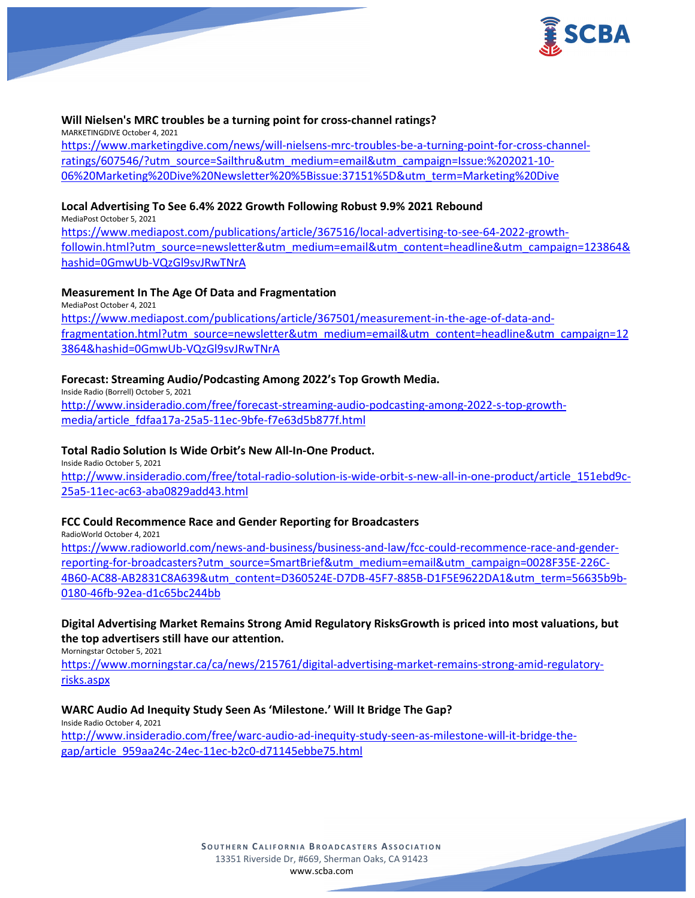**Will Nielsen's MRC troubles be a turning point for cross-channel ratings?**
MARKETINGDIVE October 4, 2021
https://www.marketingdive.com/news/will-nielsens-mrc-troubles-be-a-turning-point-for-cross-channel-ratings/607546/?utm_source=Sailthru&utm_medium=email&utm_campaign=Issue:%202021-10-06%20Marketing%20Dive%20Newsletter%20%5Bissue:37151%5D&utm_term=Marketing%20Dive

**Local Advertising To See 6.4% 2022 Growth Following Robust 9.9% 2021 Rebound**
MediaPost October 5, 2021
https://www.mediapost.com/publications/article/367516/local-advertising-to-see-64-2022-growth-followin.html?utm_source=newsletter&utm_medium=email&utm_content=headline&utm_campaign=123864&hashid=0GmwUb-VQzGl9svJRwTNrA

**Measurement In The Age Of Data and Fragmentation**
MediaPost October 4, 2021
https://www.mediapost.com/publications/article/367501/measurement-in-the-age-of-data-and-fragmentation.html?utm_source=newsletter&utm_medium=email&utm_content=headline&utm_campaign=123864&hashid=0GmwUb-VQzGl9svJRwTNrA

**Forecast: Streaming Audio/Podcasting Among 2022's Top Growth Media.**
Inside Radio (Borrell) October 5, 2021
http://www.insideradio.com/free/forecast-streaming-audio-podcasting-among-2022-s-top-growth-media/article_fdfaa17a-25a5-11ec-9bfe-f7e63d5b877f.html

**Total Radio Solution Is Wide Orbit's New All-In-One Product.**
Inside Radio October 5, 2021
http://www.insideradio.com/free/total-radio-solution-is-wide-orbit-s-new-all-in-one-product/article_151ebd9c-25a5-11ec-ac63-aba0829add43.html

**FCC Could Recommence Race and Gender Reporting for Broadcasters**
RadioWorld October 4, 2021
https://www.radioworld.com/news-and-business/business-and-law/fcc-could-recommence-race-and-gender-reporting-for-broadcasters?utm_source=SmartBrief&utm_medium=email&utm_campaign=0028F35E-226C-4B60-AC88-AB2831C8A639&utm_content=D360524E-D7DB-45F7-885B-D1F5E9622DA1&utm_term=56635b9b-0180-46fb-92ea-d1c65bc244bb

**Digital Advertising Market Remains Strong Amid Regulatory RisksGrowth is priced into most valuations, but the top advertisers still have our attention.**
Morningstar October 5, 2021
https://www.morningstar.ca/ca/news/215761/digital-advertising-market-remains-strong-amid-regulatory-risks.aspx

**WARC Audio Ad Inequity Study Seen As 'Milestone.' Will It Bridge The Gap?**
Inside Radio October 4, 2021
http://www.insideradio.com/free/warc-audio-ad-inequity-study-seen-as-milestone-will-it-bridge-the-gap/article_959aa24c-24ec-11ec-b2c0-d71145ebbe75.html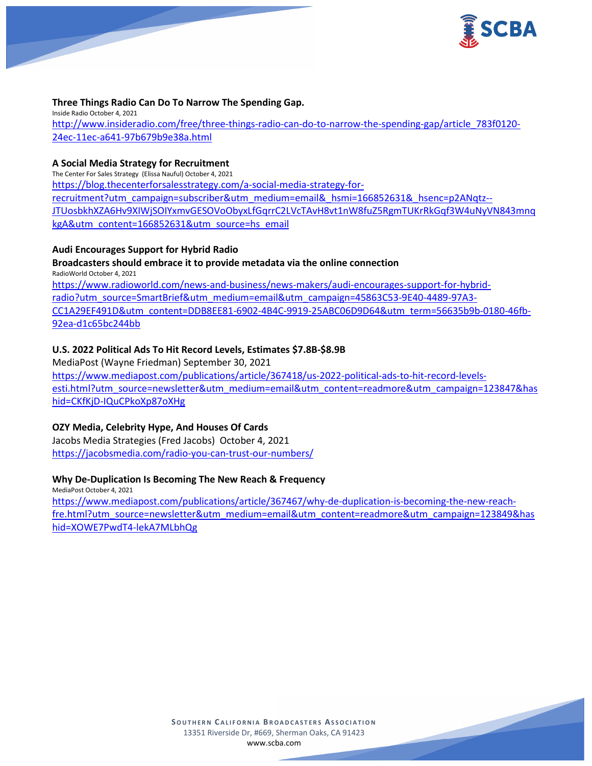**Three Things Radio Can Do To Narrow The Spending Gap.**
Inside Radio October 4, 2021
http://www.insideradio.com/free/three-things-radio-can-do-to-narrow-the-spending-gap/article_783f0120-24ec-11ec-a641-97b679b9e38a.html

**A Social Media Strategy for Recruitment**
The Center For Sales Strategy (Elissa Nauful) October 4, 2021
https://blog.thecenterforsalesstrategy.com/a-social-media-strategy-for-recruitment?utm_campaign=subscriber&utm_medium=email&_hsmi=166852631&_hsenc=p2ANqtz--JTUosbkhXZA6Hv9XIWjSOIYxmvGESOVoObyxLfGqrrC2LVcTAvH8vt1nW8fuZ5RgmTUKrRkGqf3W4uNyVN843mnqkgA&utm_content=166852631&utm_source=hs_email

**Audi Encourages Support for Hybrid Radio**
**Broadcasters should embrace it to provide metadata via the online connection**
RadioWorld October 4, 2021
https://www.radioworld.com/news-and-business/news-makers/audi-encourages-support-for-hybrid-radio?utm_source=SmartBrief&utm_medium=email&utm_campaign=45863C53-9E40-4489-97A3-CC1A29EF491D&utm_content=DDB8EE81-6902-4B4C-9919-25ABC06D9D64&utm_term=56635b9b-0180-46fb-92ea-d1c65bc244bb

**U.S. 2022 Political Ads To Hit Record Levels, Estimates $7.8B-$8.9B**
MediaPost (Wayne Friedman) September 30, 2021
https://www.mediapost.com/publications/article/367418/us-2022-political-ads-to-hit-record-levels-esti.html?utm_source=newsletter&utm_medium=email&utm_content=readmore&utm_campaign=123847&hashid=CKfKjD-IQuCPkoXp87oXHg

**OZY Media, Celebrity Hype, And Houses Of Cards**
Jacobs Media Strategies (Fred Jacobs) October 4, 2021
https://jacobsmedia.com/radio-you-can-trust-our-numbers/

**Why De-Duplication Is Becoming The New Reach & Frequency**
MediaPost October 4, 2021
https://www.mediapost.com/publications/article/367467/why-de-duplication-is-becoming-the-new-reach-fre.html?utm_source=newsletter&utm_medium=email&utm_content=readmore&utm_campaign=123849&hashid=XOWE7PwdT4-lekA7MLbhQg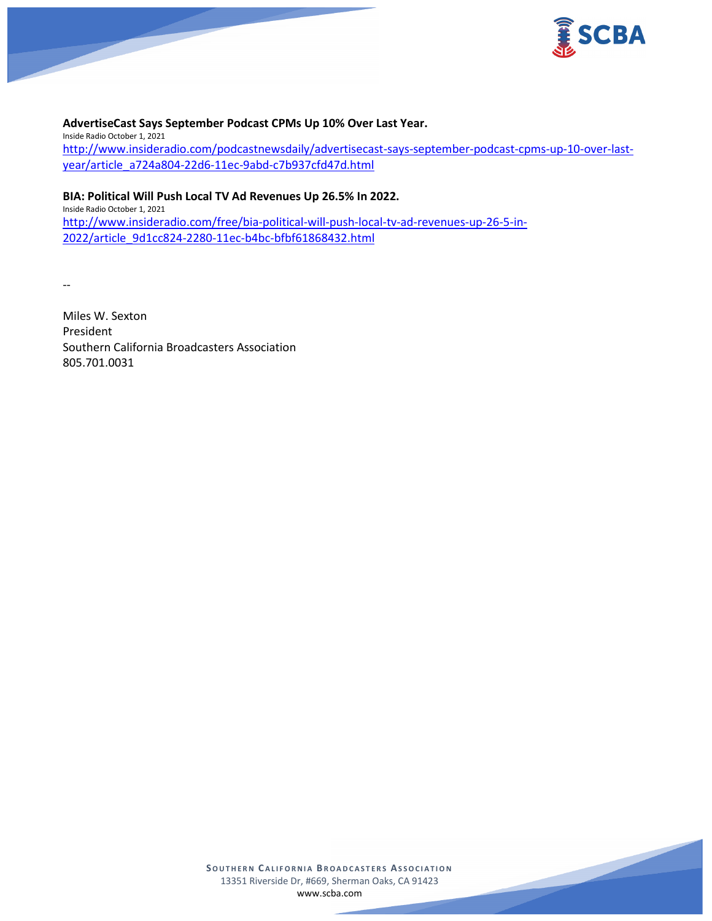**AdvertiseCast Says September Podcast CPMs Up 10% Over Last Year.**
Inside Radio October 1, 2021
http://www.insideradio.com/podcastnewsdaily/advertisecast-says-september-podcast-cpms-up-10-over-last-year/article_a724a804-22d6-11ec-9abd-c7b937cfd47d.html

**BIA: Political Will Push Local TV Ad Revenues Up 26.5% In 2022.**
Inside Radio October 1, 2021
http://www.insideradio.com/free/bia-political-will-push-local-tv-ad-revenues-up-26-5-in-2022/article_9d1cc824-2280-11ec-b4bc-bfbf61868432.html

--

Miles W. Sexton
President
Southern California Broadcasters Association
805.701.0031